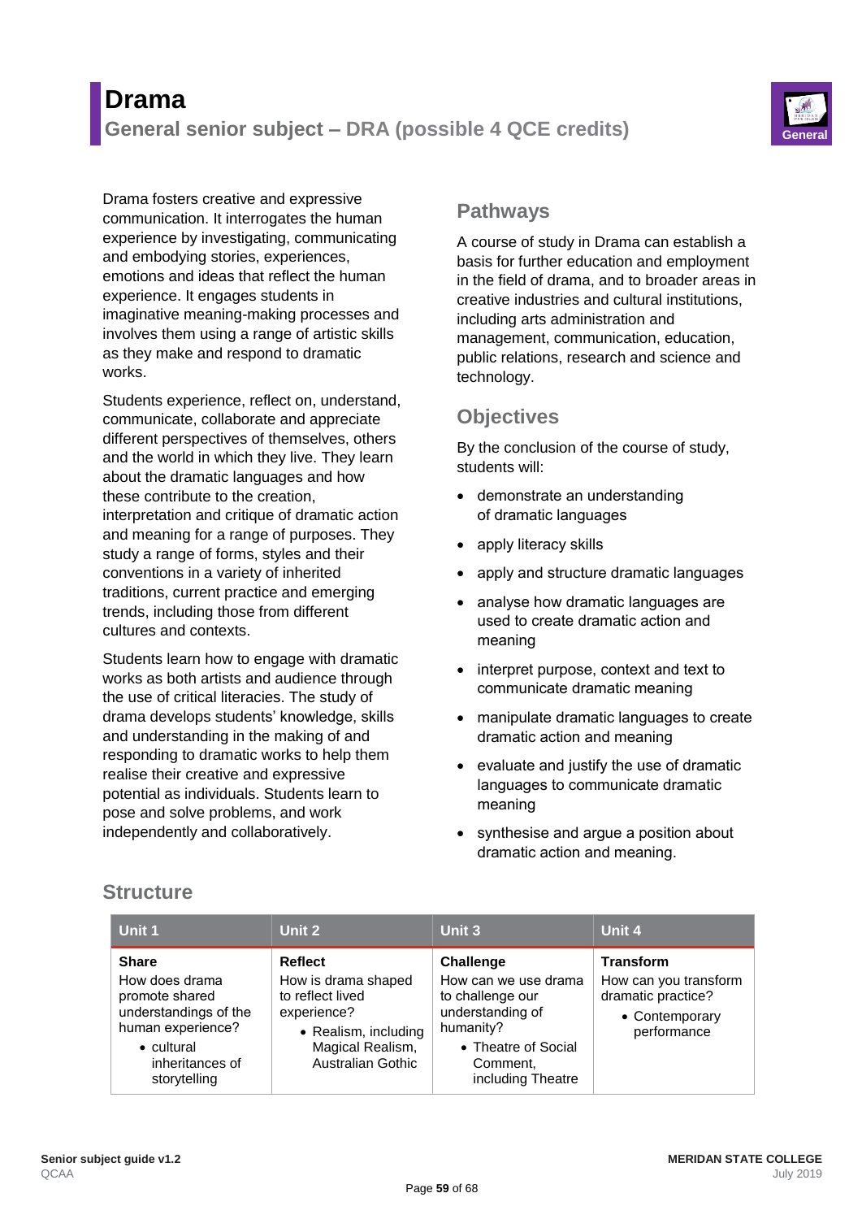# Drama

## General senior subject – DRA (possible 4 QCE credits)

Drama fosters creative and expressive communication. It interrogates the human experience by investigating, communicating and embodying stories, experiences, emotions and ideas that reflect the human experience. It engages students in imaginative meaning-making processes and involves them using a range of artistic skills as they make and respond to dramatic works.

Students experience, reflect on, understand, communicate, collaborate and appreciate different perspectives of themselves, others and the world in which they live. They learn about the dramatic languages and how these contribute to the creation, interpretation and critique of dramatic action and meaning for a range of purposes. They study a range of forms, styles and their conventions in a variety of inherited traditions, current practice and emerging trends, including those from different cultures and contexts.

Students learn how to engage with dramatic works as both artists and audience through the use of critical literacies. The study of drama develops students' knowledge, skills and understanding in the making of and responding to dramatic works to help them realise their creative and expressive potential as individuals. Students learn to pose and solve problems, and work independently and collaboratively.

## Pathways

A course of study in Drama can establish a basis for further education and employment in the field of drama, and to broader areas in creative industries and cultural institutions, including arts administration and management, communication, education, public relations, research and science and technology.

## Objectives

By the conclusion of the course of study, students will:

- demonstrate an understanding of dramatic languages
- apply literacy skills
- apply and structure dramatic languages
- analyse how dramatic languages are used to create dramatic action and meaning
- interpret purpose, context and text to communicate dramatic meaning
- manipulate dramatic languages to create dramatic action and meaning
- evaluate and justify the use of dramatic languages to communicate dramatic meaning
- synthesise and argue a position about dramatic action and meaning.

## Structure

| Unit 1 | Unit 2 | Unit 3 | Unit 4 |
|---|---|---|---|
| **Share**<br>How does drama promote shared understandings of the human experience?<br>• cultural inheritances of storytelling | **Reflect**<br>How is drama shaped to reflect lived experience?<br>• Realism, including Magical Realism, Australian Gothic | **Challenge**<br>How can we use drama to challenge our understanding of humanity?<br>• Theatre of Social Comment, including Theatre | **Transform**<br>How can you transform dramatic practice?<br>• Contemporary performance |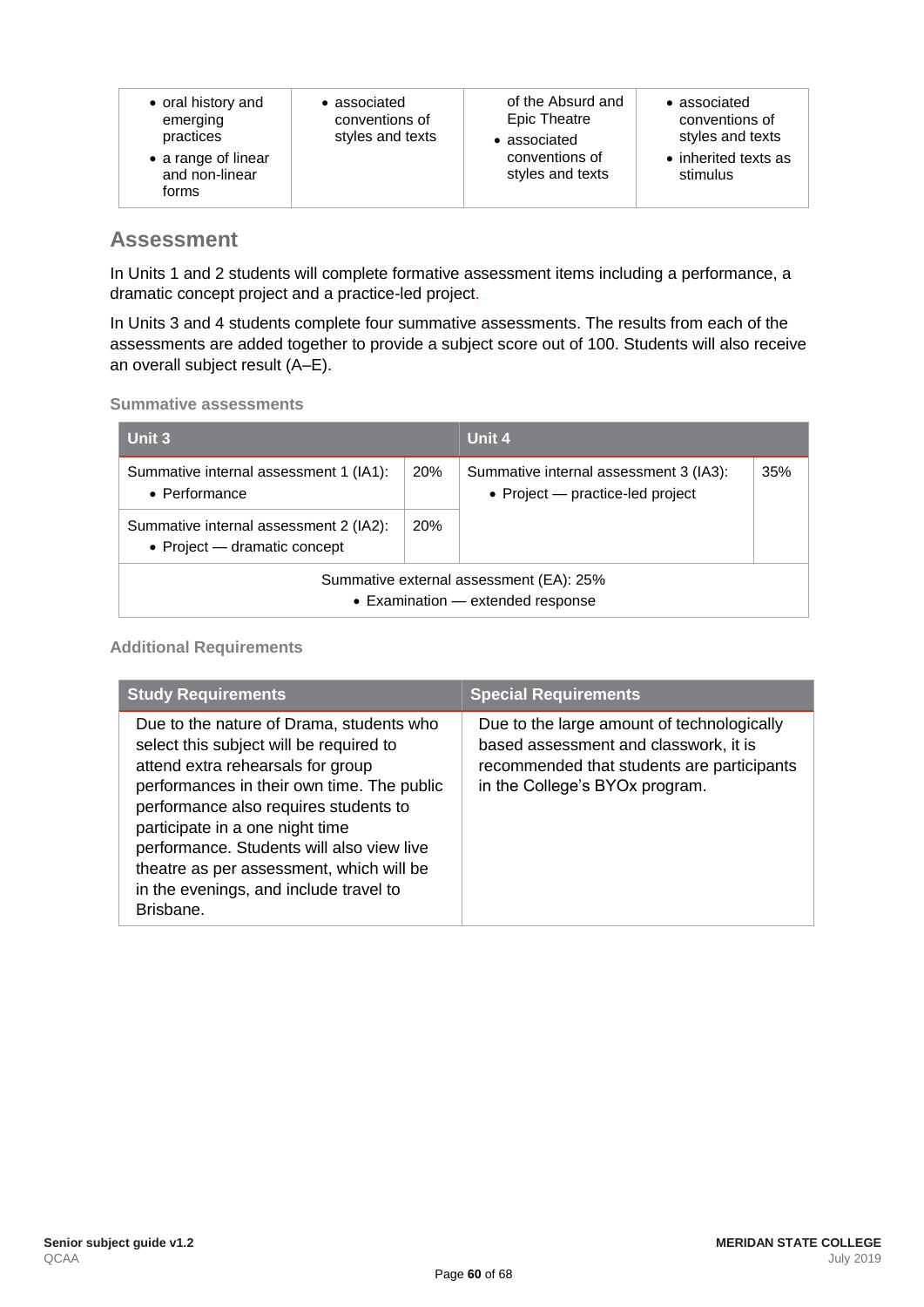| | | | |
|---|---|---|---|
| • oral history and emerging practices<br>• a range of linear and non-linear forms | • associated conventions of styles and texts | of the Absurd and Epic Theatre<br>• associated conventions of styles and texts | • associated conventions of styles and texts<br>• inherited texts as stimulus |

## Assessment

In Units 1 and 2 students will complete formative assessment items including a performance, a dramatic concept project and a practice-led project.

In Units 3 and 4 students complete four summative assessments. The results from each of the assessments are added together to provide a subject score out of 100. Students will also receive an overall subject result (A–E).

### Summative assessments

| Unit 3 | | Unit 4 | |
|---|---|---|---|
| Summative internal assessment 1 (IA1):<br>• Performance | 20% | Summative internal assessment 3 (IA3):<br>• Project — practice-led project | 35% |
| Summative internal assessment 2 (IA2):<br>• Project — dramatic concept | 20% | | |
| Summative external assessment (EA): 25%<br>• Examination — extended response | | | |

### Additional Requirements

| Study Requirements | Special Requirements |
|---|---|
| Due to the nature of Drama, students who select this subject will be required to attend extra rehearsals for group performances in their own time. The public performance also requires students to participate in a one night time performance. Students will also view live theatre as per assessment, which will be in the evenings, and include travel to Brisbane. | Due to the large amount of technologically based assessment and classwork, it is recommended that students are participants in the College's BYOx program. |